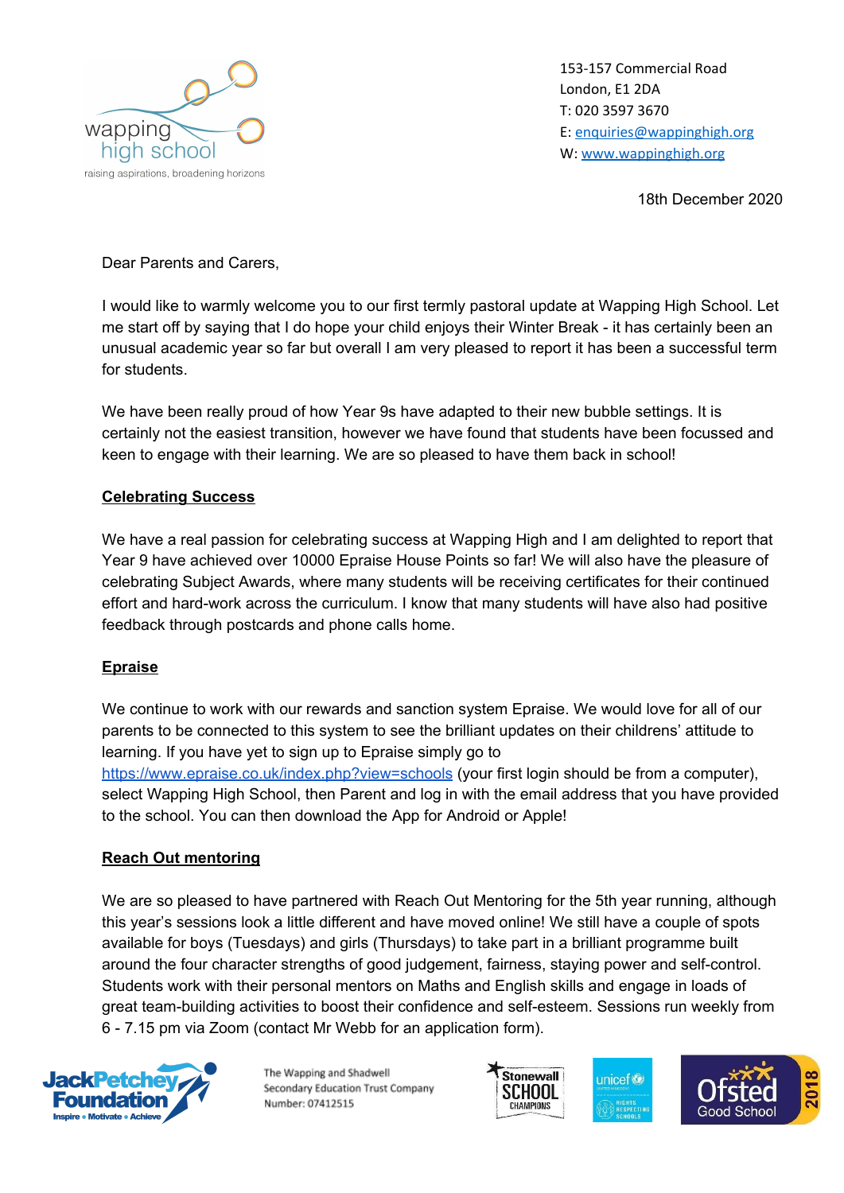wapping high school
raising aspirations, broadening horizons

153-157 Commercial Road
London, E1 2DA
T: 020 3597 3670
E: enquiries@wappinghigh.org
W: www.wappinghigh.org

18th December 2020

Dear Parents and Carers,

I would like to warmly welcome you to our first termly pastoral update at Wapping High School. Let me start off by saying that I do hope your child enjoys their Winter Break - it has certainly been an unusual academic year so far but overall I am very pleased to report it has been a successful term for students.

We have been really proud of how Year 9s have adapted to their new bubble settings. It is certainly not the easiest transition, however we have found that students have been focussed and keen to engage with their learning. We are so pleased to have them back in school!

## Celebrating Success

We have a real passion for celebrating success at Wapping High and I am delighted to report that Year 9 have achieved over 10000 Epraise House Points so far! We will also have the pleasure of celebrating Subject Awards, where many students will be receiving certificates for their continued effort and hard-work across the curriculum. I know that many students will have also had positive feedback through postcards and phone calls home.

## Epraise

We continue to work with our rewards and sanction system Epraise. We would love for all of our parents to be connected to this system to see the brilliant updates on their childrens' attitude to learning. If you have yet to sign up to Epraise simply go to https://www.epraise.co.uk/index.php?view=schools (your first login should be from a computer), select Wapping High School, then Parent and log in with the email address that you have provided to the school. You can then download the App for Android or Apple!

## Reach Out mentoring

We are so pleased to have partnered with Reach Out Mentoring for the 5th year running, although this year's sessions look a little different and have moved online! We still have a couple of spots available for boys (Tuesdays) and girls (Thursdays) to take part in a brilliant programme built around the four character strengths of good judgement, fairness, staying power and self-control. Students work with their personal mentors on Maths and English skills and engage in loads of great team-building activities to boost their confidence and self-esteem. Sessions run weekly from 6 - 7.15 pm via Zoom (contact Mr Webb for an application form).

JackPetchey Foundation — Inspire • Motivate • Achieve

The Wapping and Shadwell Secondary Education Trust Company Number: 07412515

Stonewall School Champions | unicef Rights Respecting Schools | Ofsted Good School 2018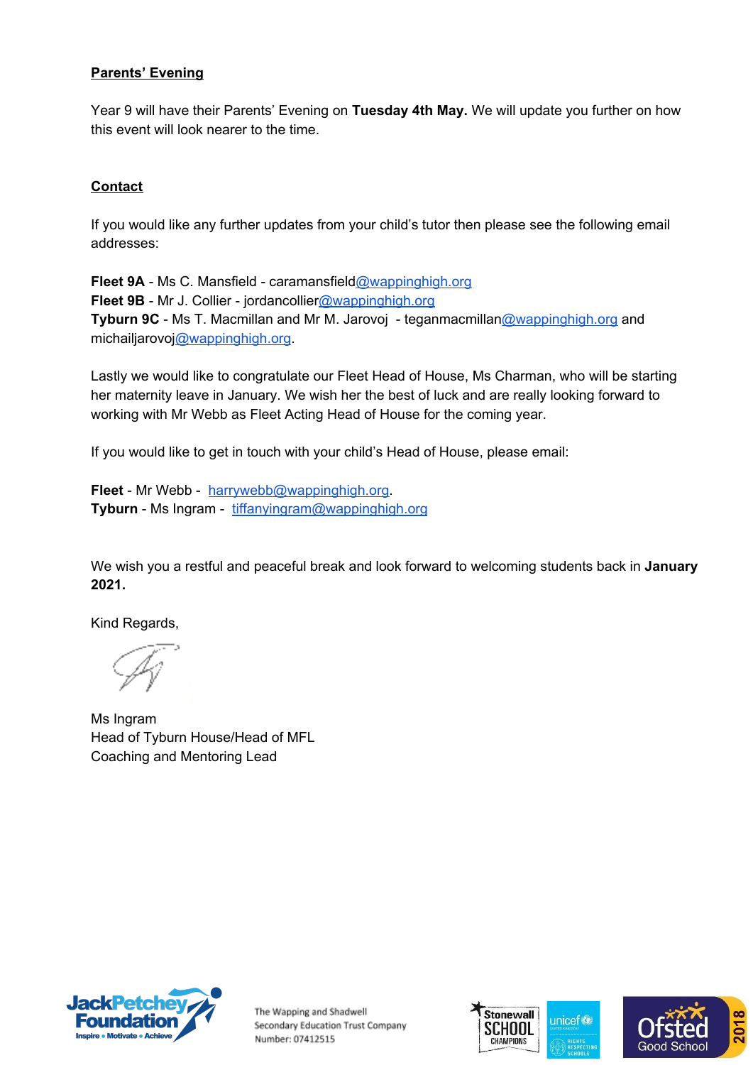**Parents' Evening**

Year 9 will have their Parents' Evening on **Tuesday 4th May.** We will update you further on how this event will look nearer to the time.

**Contact**

If you would like any further updates from your child's tutor then please see the following email addresses:

**Fleet 9A** - Ms C. Mansfield - caramansfield@wappinghigh.org
**Fleet 9B** - Mr J. Collier - jordancollier@wappinghigh.org
**Tyburn 9C** - Ms T. Macmillan and Mr M. Jarovoj - teganmacmillan@wappinghigh.org and michailjarovoj@wappinghigh.org.

Lastly we would like to congratulate our Fleet Head of House, Ms Charman, who will be starting her maternity leave in January. We wish her the best of luck and are really looking forward to working with Mr Webb as Fleet Acting Head of House for the coming year.

If you would like to get in touch with your child's Head of House, please email:

**Fleet** - Mr Webb - harrywebb@wappinghigh.org.
**Tyburn** - Ms Ingram - tiffanyingram@wappinghigh.org

We wish you a restful and peaceful break and look forward to welcoming students back in **January 2021.**

Kind Regards,

Ms Ingram
Head of Tyburn House/Head of MFL
Coaching and Mentoring Lead

The Wapping and Shadwell Secondary Education Trust Company Number: 07412515